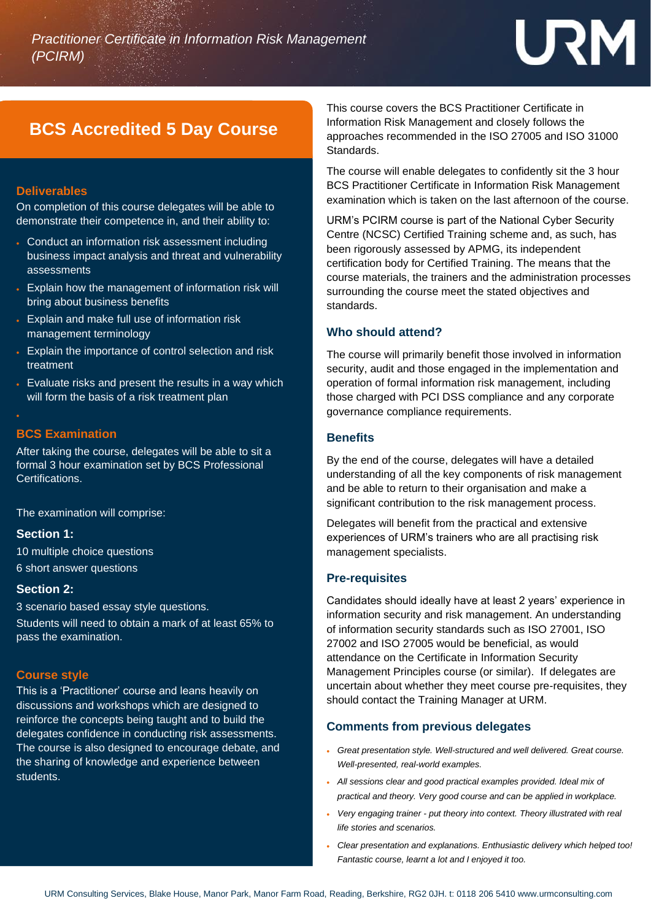*Practitioner Certificate in Information Risk Management (PCIRM)*

URM

## BCS Accredited 5 Day Course

### Deliverables

On completion of this course delegates will be able to demonstrate their competence in, and their ability to:

- Conduct an information risk assessment including business impact analysis and threat and vulnerability assessments
- Explain how the management of information risk will bring about business benefits
- Explain and make full use of information risk management terminology
- Explain the importance of control selection and risk treatment
- Evaluate risks and present the results in a way which will form the basis of a risk treatment plan

### BCS Examination

After taking the course, delegates will be able to sit a formal 3 hour examination set by BCS Professional Certifications.

The examination will comprise:

**Section 1:**

10 multiple choice questions

6 short answer questions

**Section 2:**

3 scenario based essay style questions.

Students will need to obtain a mark of at least 65% to pass the examination.

### Course style

This is a 'Practitioner' course and leans heavily on discussions and workshops which are designed to reinforce the concepts being taught and to build the delegates confidence in conducting risk assessments. The course is also designed to encourage debate, and the sharing of knowledge and experience between students.

This course covers the BCS Practitioner Certificate in Information Risk Management and closely follows the approaches recommended in the ISO 27005 and ISO 31000 Standards.

The course will enable delegates to confidently sit the 3 hour BCS Practitioner Certificate in Information Risk Management examination which is taken on the last afternoon of the course.

URM's PCIRM course is part of the National Cyber Security Centre (NCSC) Certified Training scheme and, as such, has been rigorously assessed by APMG, its independent certification body for Certified Training. The means that the course materials, the trainers and the administration processes surrounding the course meet the stated objectives and standards.

### Who should attend?

The course will primarily benefit those involved in information security, audit and those engaged in the implementation and operation of formal information risk management, including those charged with PCI DSS compliance and any corporate governance compliance requirements.

### Benefits

By the end of the course, delegates will have a detailed understanding of all the key components of risk management and be able to return to their organisation and make a significant contribution to the risk management process.

Delegates will benefit from the practical and extensive experiences of URM's trainers who are all practising risk management specialists.

### Pre-requisites

Candidates should ideally have at least 2 years' experience in information security and risk management. An understanding of information security standards such as ISO 27001, ISO 27002 and ISO 27005 would be beneficial, as would attendance on the Certificate in Information Security Management Principles course (or similar). If delegates are uncertain about whether they meet course pre-requisites, they should contact the Training Manager at URM.

### Comments from previous delegates

- *Great presentation style. Well-structured and well delivered. Great course. Well-presented, real-world examples.*
- *All sessions clear and good practical examples provided. Ideal mix of practical and theory. Very good course and can be applied in workplace.*
- *Very engaging trainer - put theory into context. Theory illustrated with real life stories and scenarios.*
- *Clear presentation and explanations. Enthusiastic delivery which helped too! Fantastic course, learnt a lot and I enjoyed it too.*

URM Consulting Services, Blake House, Manor Park, Manor Farm Road, Reading, Berkshire, RG2 0JH. t: 0118 206 5410 www.urmconsulting.com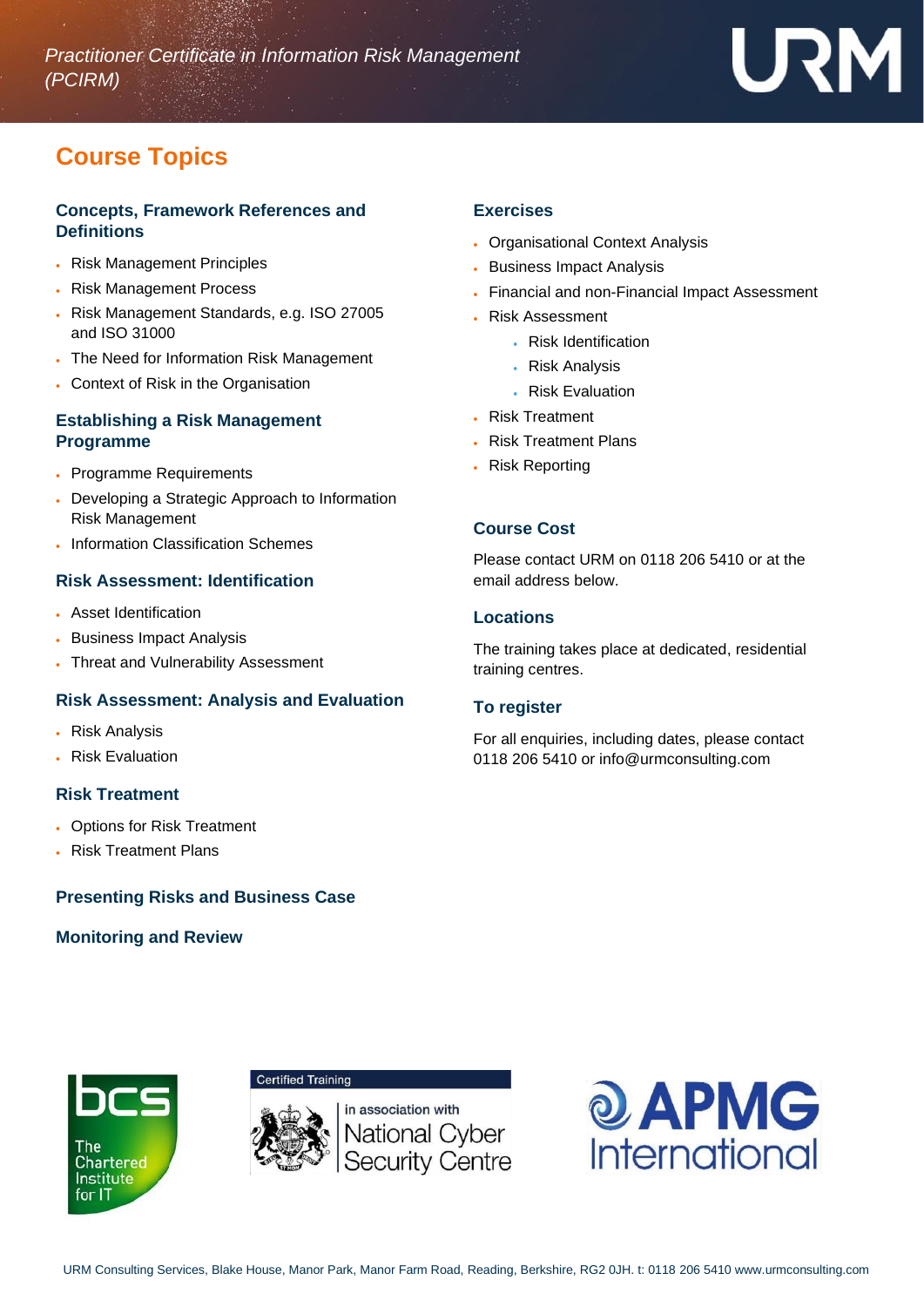## Course Topics

### Concepts, Framework References and Definitions

- Risk Management Principles
- Risk Management Process
- Risk Management Standards, e.g. ISO 27005 and ISO 31000
- The Need for Information Risk Management
- Context of Risk in the Organisation

### Establishing a Risk Management Programme

- Programme Requirements
- Developing a Strategic Approach to Information Risk Management
- Information Classification Schemes

### Risk Assessment: Identification

- Asset Identification
- Business Impact Analysis
- Threat and Vulnerability Assessment

### Risk Assessment: Analysis and Evaluation

- Risk Analysis
- Risk Evaluation

### Risk Treatment

- Options for Risk Treatment
- Risk Treatment Plans

### Presenting Risks and Business Case

### Monitoring and Review

### Exercises

- Organisational Context Analysis
- Business Impact Analysis
- Financial and non-Financial Impact Assessment
- Risk Assessment
    - Risk Identification
    - Risk Analysis
    - Risk Evaluation
- Risk Treatment
- Risk Treatment Plans
- Risk Reporting

### Course Cost

Please contact URM on 0118 206 5410 or at the email address below.

### Locations

The training takes place at dedicated, residential training centres.

### To register

For all enquiries, including dates, please contact 0118 206 5410 or info@urmconsulting.com

bcs The Chartered Institute for IT

Certified Training in association with National Cyber Security Centre

APMG International

URM Consulting Services, Blake House, Manor Park, Manor Farm Road, Reading, Berkshire, RG2 0JH. t: 0118 206 5410 www.urmconsulting.com